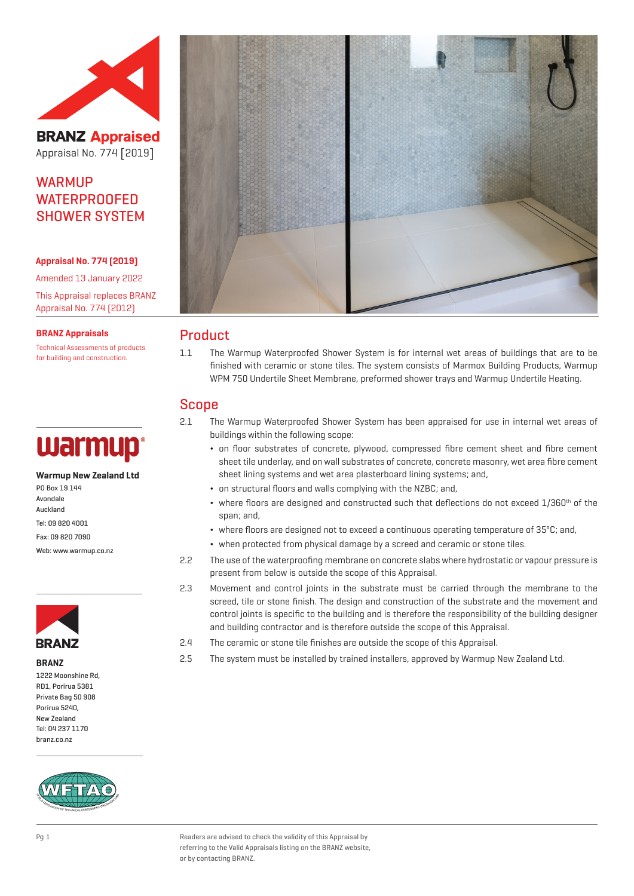**BRANZ Appraised**

Appraisal No. 774 [2019]

# WARMUP WATERPROOFED SHOWER SYSTEM

**Appraisal No. 774 (2019)**

Amended 13 January 2022

This Appraisal replaces BRANZ Appraisal No. 774 (2012)

**BRANZ Appraisals**

Technical Assessments of products for building and construction.

**Warmup New Zealand Ltd**

PO Box 19 144
Avondale
Auckland

Tel: 09 820 4001

Fax: 09 820 7090

Web: www.warmup.co.nz

**BRANZ**

1222 Moonshine Rd,
RD1, Porirua 5381
Private Bag 50 908
Porirua 5240,
New Zealand
Tel: 04 237 1170
branz.co.nz

## Product

1.1 The Warmup Waterproofed Shower System is for internal wet areas of buildings that are to be finished with ceramic or stone tiles. The system consists of Marmox Building Products, Warmup WPM 750 Undertile Sheet Membrane, preformed shower trays and Warmup Undertile Heating.

## Scope

2.1 The Warmup Waterproofed Shower System has been appraised for use in internal wet areas of buildings within the following scope:

- on floor substrates of concrete, plywood, compressed fibre cement sheet and fibre cement sheet tile underlay, and on wall substrates of concrete, concrete masonry, wet area fibre cement sheet lining systems and wet area plasterboard lining systems; and,
- on structural floors and walls complying with the NZBC; and,
- where floors are designed and constructed such that deflections do not exceed 1/360$^{th}$ of the span; and,
- where floors are designed not to exceed a continuous operating temperature of 35°C; and,
- when protected from physical damage by a screed and ceramic or stone tiles.

2.2 The use of the waterproofing membrane on concrete slabs where hydrostatic or vapour pressure is present from below is outside the scope of this Appraisal.

2.3 Movement and control joints in the substrate must be carried through the membrane to the screed, tile or stone finish. The design and construction of the substrate and the movement and control joints is specific to the building and is therefore the responsibility of the building designer and building contractor and is therefore outside the scope of this Appraisal.

2.4 The ceramic or stone tile finishes are outside the scope of this Appraisal.

2.5 The system must be installed by trained installers, approved by Warmup New Zealand Ltd.

Readers are advised to check the validity of this Appraisal by referring to the Valid Appraisals listing on the BRANZ website, or by contacting BRANZ.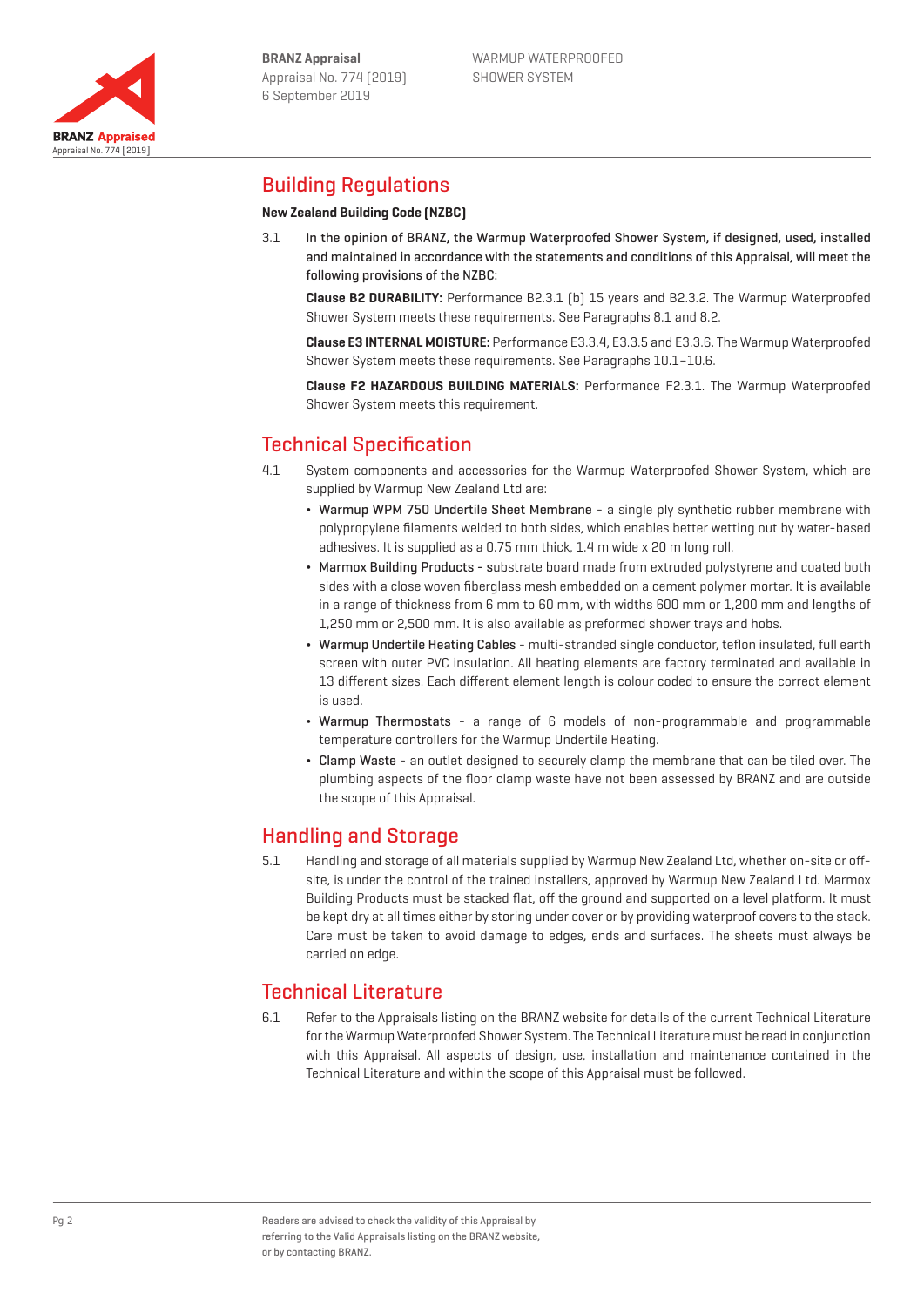## Building Regulations

**New Zealand Building Code (NZBC)**

3.1 In the opinion of BRANZ, the Warmup Waterproofed Shower System, if designed, used, installed and maintained in accordance with the statements and conditions of this Appraisal, will meet the following provisions of the NZBC:

**Clause B2 DURABILITY:** Performance B2.3.1 (b) 15 years and B2.3.2. The Warmup Waterproofed Shower System meets these requirements. See Paragraphs 8.1 and 8.2.

**Clause E3 INTERNAL MOISTURE:** Performance E3.3.4, E3.3.5 and E3.3.6. The Warmup Waterproofed Shower System meets these requirements. See Paragraphs 10.1–10.6.

**Clause F2 HAZARDOUS BUILDING MATERIALS:** Performance F2.3.1. The Warmup Waterproofed Shower System meets this requirement.

## Technical Specification

4.1 System components and accessories for the Warmup Waterproofed Shower System, which are supplied by Warmup New Zealand Ltd are:

- Warmup WPM 750 Undertile Sheet Membrane - a single ply synthetic rubber membrane with polypropylene filaments welded to both sides, which enables better wetting out by water-based adhesives. It is supplied as a 0.75 mm thick, 1.4 m wide x 20 m long roll.
- Marmox Building Products - substrate board made from extruded polystyrene and coated both sides with a close woven fiberglass mesh embedded on a cement polymer mortar. It is available in a range of thickness from 6 mm to 60 mm, with widths 600 mm or 1,200 mm and lengths of 1,250 mm or 2,500 mm. It is also available as preformed shower trays and hobs.
- Warmup Undertile Heating Cables - multi-stranded single conductor, teflon insulated, full earth screen with outer PVC insulation. All heating elements are factory terminated and available in 13 different sizes. Each different element length is colour coded to ensure the correct element is used.
- Warmup Thermostats - a range of 6 models of non-programmable and programmable temperature controllers for the Warmup Undertile Heating.
- Clamp Waste - an outlet designed to securely clamp the membrane that can be tiled over. The plumbing aspects of the floor clamp waste have not been assessed by BRANZ and are outside the scope of this Appraisal.

## Handling and Storage

5.1 Handling and storage of all materials supplied by Warmup New Zealand Ltd, whether on-site or off-site, is under the control of the trained installers, approved by Warmup New Zealand Ltd. Marmox Building Products must be stacked flat, off the ground and supported on a level platform. It must be kept dry at all times either by storing under cover or by providing waterproof covers to the stack. Care must be taken to avoid damage to edges, ends and surfaces. The sheets must always be carried on edge.

## Technical Literature

6.1 Refer to the Appraisals listing on the BRANZ website for details of the current Technical Literature for the Warmup Waterproofed Shower System. The Technical Literature must be read in conjunction with this Appraisal. All aspects of design, use, installation and maintenance contained in the Technical Literature and within the scope of this Appraisal must be followed.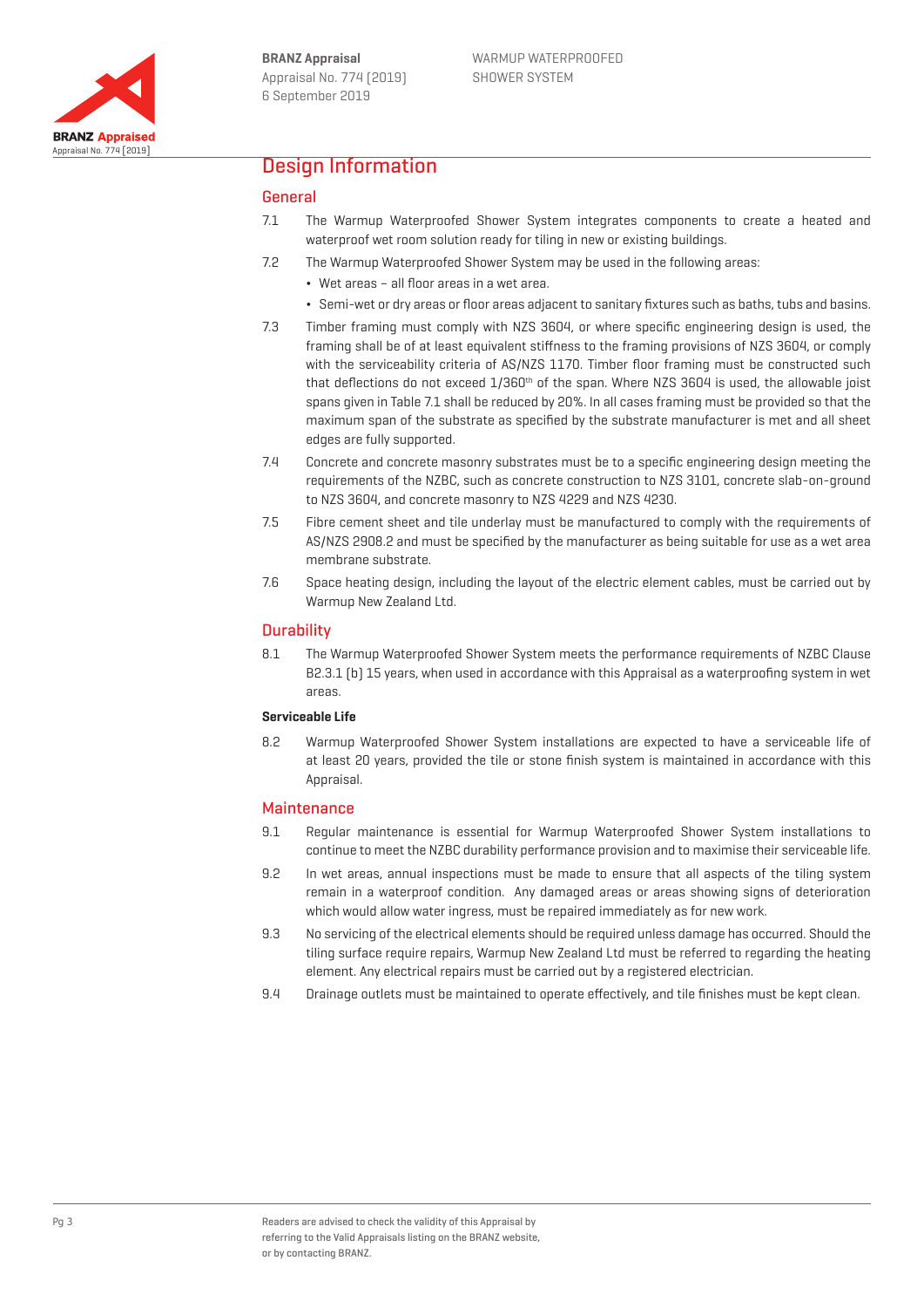# Design Information

## General

7.1 The Warmup Waterproofed Shower System integrates components to create a heated and waterproof wet room solution ready for tiling in new or existing buildings.

7.2 The Warmup Waterproofed Shower System may be used in the following areas:

- Wet areas – all floor areas in a wet area.
- Semi-wet or dry areas or floor areas adjacent to sanitary fixtures such as baths, tubs and basins.

7.3 Timber framing must comply with NZS 3604, or where specific engineering design is used, the framing shall be of at least equivalent stiffness to the framing provisions of NZS 3604, or comply with the serviceability criteria of AS/NZS 1170. Timber floor framing must be constructed such that deflections do not exceed 1/360th of the span. Where NZS 3604 is used, the allowable joist spans given in Table 7.1 shall be reduced by 20%. In all cases framing must be provided so that the maximum span of the substrate as specified by the substrate manufacturer is met and all sheet edges are fully supported.

7.4 Concrete and concrete masonry substrates must be to a specific engineering design meeting the requirements of the NZBC, such as concrete construction to NZS 3101, concrete slab-on-ground to NZS 3604, and concrete masonry to NZS 4229 and NZS 4230.

7.5 Fibre cement sheet and tile underlay must be manufactured to comply with the requirements of AS/NZS 2908.2 and must be specified by the manufacturer as being suitable for use as a wet area membrane substrate.

7.6 Space heating design, including the layout of the electric element cables, must be carried out by Warmup New Zealand Ltd.

## Durability

8.1 The Warmup Waterproofed Shower System meets the performance requirements of NZBC Clause B2.3.1 (b) 15 years, when used in accordance with this Appraisal as a waterproofing system in wet areas.

**Serviceable Life**

8.2 Warmup Waterproofed Shower System installations are expected to have a serviceable life of at least 20 years, provided the tile or stone finish system is maintained in accordance with this Appraisal.

## Maintenance

9.1 Regular maintenance is essential for Warmup Waterproofed Shower System installations to continue to meet the NZBC durability performance provision and to maximise their serviceable life.

9.2 In wet areas, annual inspections must be made to ensure that all aspects of the tiling system remain in a waterproof condition. Any damaged areas or areas showing signs of deterioration which would allow water ingress, must be repaired immediately as for new work.

9.3 No servicing of the electrical elements should be required unless damage has occurred. Should the tiling surface require repairs, Warmup New Zealand Ltd must be referred to regarding the heating element. Any electrical repairs must be carried out by a registered electrician.

9.4 Drainage outlets must be maintained to operate effectively, and tile finishes must be kept clean.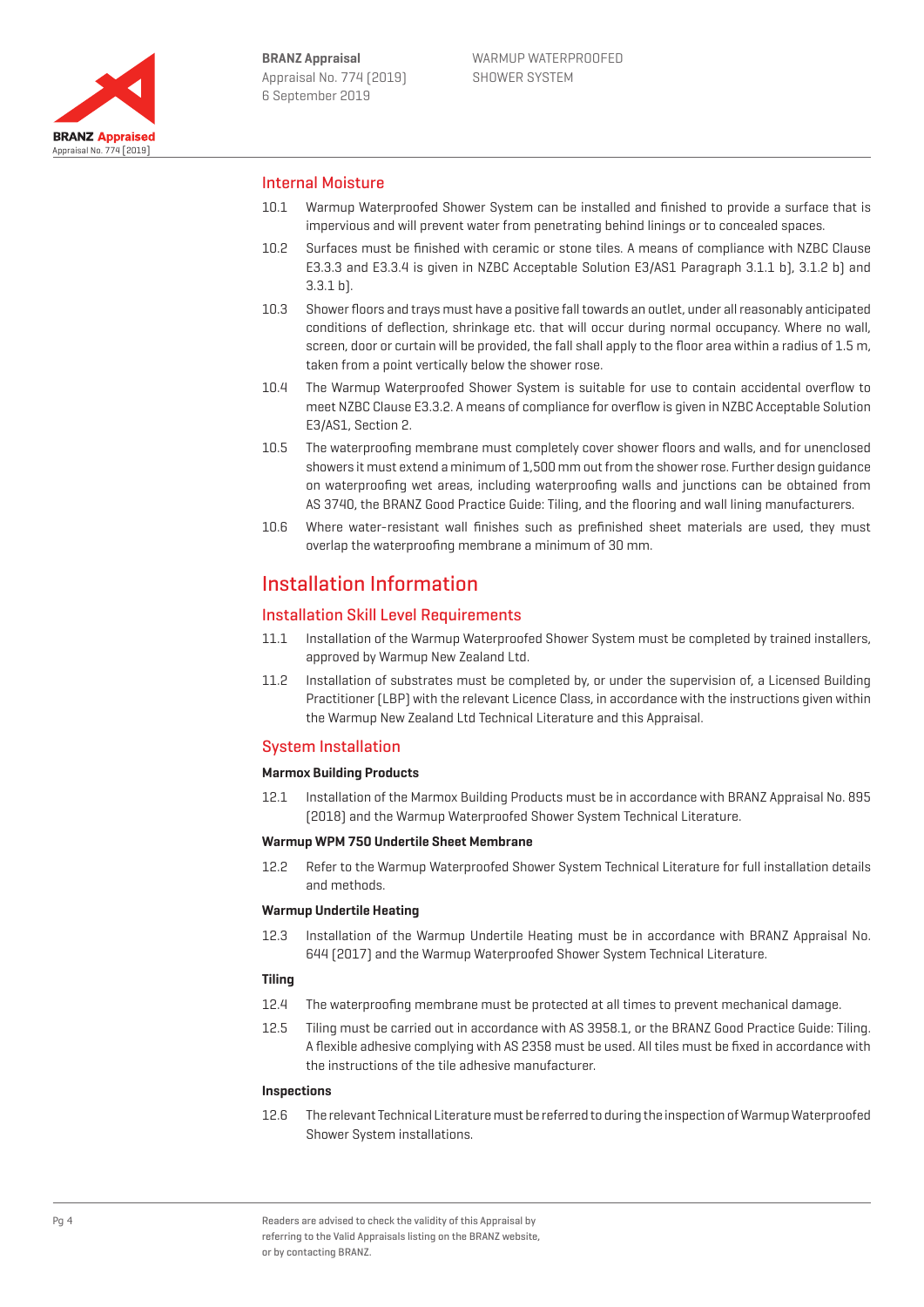## Internal Moisture

10.1 Warmup Waterproofed Shower System can be installed and finished to provide a surface that is impervious and will prevent water from penetrating behind linings or to concealed spaces.

10.2 Surfaces must be finished with ceramic or stone tiles. A means of compliance with NZBC Clause E3.3.3 and E3.3.4 is given in NZBC Acceptable Solution E3/AS1 Paragraph 3.1.1 b), 3.1.2 b) and 3.3.1 b).

10.3 Shower floors and trays must have a positive fall towards an outlet, under all reasonably anticipated conditions of deflection, shrinkage etc. that will occur during normal occupancy. Where no wall, screen, door or curtain will be provided, the fall shall apply to the floor area within a radius of 1.5 m, taken from a point vertically below the shower rose.

10.4 The Warmup Waterproofed Shower System is suitable for use to contain accidental overflow to meet NZBC Clause E3.3.2. A means of compliance for overflow is given in NZBC Acceptable Solution E3/AS1, Section 2.

10.5 The waterproofing membrane must completely cover shower floors and walls, and for unenclosed showers it must extend a minimum of 1,500 mm out from the shower rose. Further design guidance on waterproofing wet areas, including waterproofing walls and junctions can be obtained from AS 3740, the BRANZ Good Practice Guide: Tiling, and the flooring and wall lining manufacturers.

10.6 Where water-resistant wall finishes such as prefinished sheet materials are used, they must overlap the waterproofing membrane a minimum of 30 mm.

# Installation Information

## Installation Skill Level Requirements

11.1 Installation of the Warmup Waterproofed Shower System must be completed by trained installers, approved by Warmup New Zealand Ltd.

11.2 Installation of substrates must be completed by, or under the supervision of, a Licensed Building Practitioner (LBP) with the relevant Licence Class, in accordance with the instructions given within the Warmup New Zealand Ltd Technical Literature and this Appraisal.

## System Installation

**Marmox Building Products**

12.1 Installation of the Marmox Building Products must be in accordance with BRANZ Appraisal No. 895 (2018) and the Warmup Waterproofed Shower System Technical Literature.

**Warmup WPM 750 Undertile Sheet Membrane**

12.2 Refer to the Warmup Waterproofed Shower System Technical Literature for full installation details and methods.

**Warmup Undertile Heating**

12.3 Installation of the Warmup Undertile Heating must be in accordance with BRANZ Appraisal No. 644 (2017) and the Warmup Waterproofed Shower System Technical Literature.

**Tiling**

12.4 The waterproofing membrane must be protected at all times to prevent mechanical damage.

12.5 Tiling must be carried out in accordance with AS 3958.1, or the BRANZ Good Practice Guide: Tiling. A flexible adhesive complying with AS 2358 must be used. All tiles must be fixed in accordance with the instructions of the tile adhesive manufacturer.

**Inspections**

12.6 The relevant Technical Literature must be referred to during the inspection of Warmup Waterproofed Shower System installations.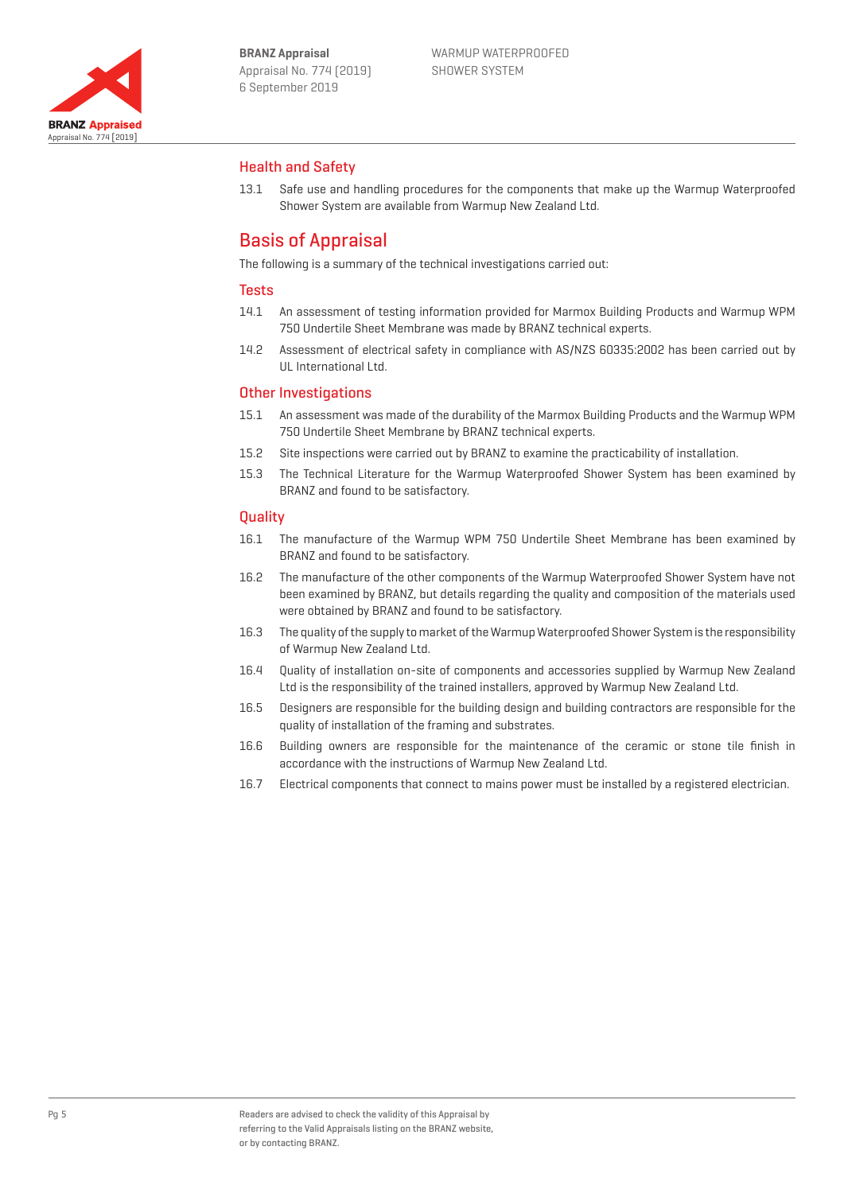## Health and Safety

13.1 Safe use and handling procedures for the components that make up the Warmup Waterproofed Shower System are available from Warmup New Zealand Ltd.

# Basis of Appraisal

The following is a summary of the technical investigations carried out:

## Tests

14.1 An assessment of testing information provided for Marmox Building Products and Warmup WPM 750 Undertile Sheet Membrane was made by BRANZ technical experts.

14.2 Assessment of electrical safety in compliance with AS/NZS 60335:2002 has been carried out by UL International Ltd.

## Other Investigations

15.1 An assessment was made of the durability of the Marmox Building Products and the Warmup WPM 750 Undertile Sheet Membrane by BRANZ technical experts.

15.2 Site inspections were carried out by BRANZ to examine the practicability of installation.

15.3 The Technical Literature for the Warmup Waterproofed Shower System has been examined by BRANZ and found to be satisfactory.

## Quality

16.1 The manufacture of the Warmup WPM 750 Undertile Sheet Membrane has been examined by BRANZ and found to be satisfactory.

16.2 The manufacture of the other components of the Warmup Waterproofed Shower System have not been examined by BRANZ, but details regarding the quality and composition of the materials used were obtained by BRANZ and found to be satisfactory.

16.3 The quality of the supply to market of the Warmup Waterproofed Shower System is the responsibility of Warmup New Zealand Ltd.

16.4 Quality of installation on-site of components and accessories supplied by Warmup New Zealand Ltd is the responsibility of the trained installers, approved by Warmup New Zealand Ltd.

16.5 Designers are responsible for the building design and building contractors are responsible for the quality of installation of the framing and substrates.

16.6 Building owners are responsible for the maintenance of the ceramic or stone tile finish in accordance with the instructions of Warmup New Zealand Ltd.

16.7 Electrical components that connect to mains power must be installed by a registered electrician.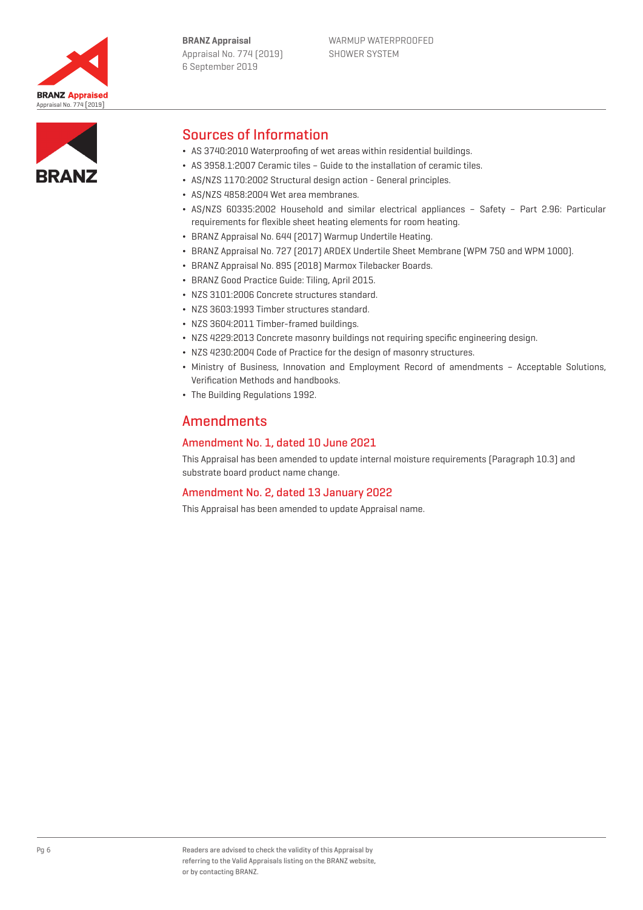## Sources of Information

- AS 3740:2010 Waterproofing of wet areas within residential buildings.
- AS 3958.1:2007 Ceramic tiles – Guide to the installation of ceramic tiles.
- AS/NZS 1170:2002 Structural design action - General principles.
- AS/NZS 4858:2004 Wet area membranes.
- AS/NZS 60335:2002 Household and similar electrical appliances – Safety – Part 2.96: Particular requirements for flexible sheet heating elements for room heating.
- BRANZ Appraisal No. 644 (2017) Warmup Undertile Heating.
- BRANZ Appraisal No. 727 (2017) ARDEX Undertile Sheet Membrane (WPM 750 and WPM 1000).
- BRANZ Appraisal No. 895 (2018) Marmox Tilebacker Boards.
- BRANZ Good Practice Guide: Tiling, April 2015.
- NZS 3101:2006 Concrete structures standard.
- NZS 3603:1993 Timber structures standard.
- NZS 3604:2011 Timber-framed buildings.
- NZS 4229:2013 Concrete masonry buildings not requiring specific engineering design.
- NZS 4230:2004 Code of Practice for the design of masonry structures.
- Ministry of Business, Innovation and Employment Record of amendments – Acceptable Solutions, Verification Methods and handbooks.
- The Building Regulations 1992.

## Amendments

### Amendment No. 1, dated 10 June 2021

This Appraisal has been amended to update internal moisture requirements (Paragraph 10.3) and substrate board product name change.

### Amendment No. 2, dated 13 January 2022

This Appraisal has been amended to update Appraisal name.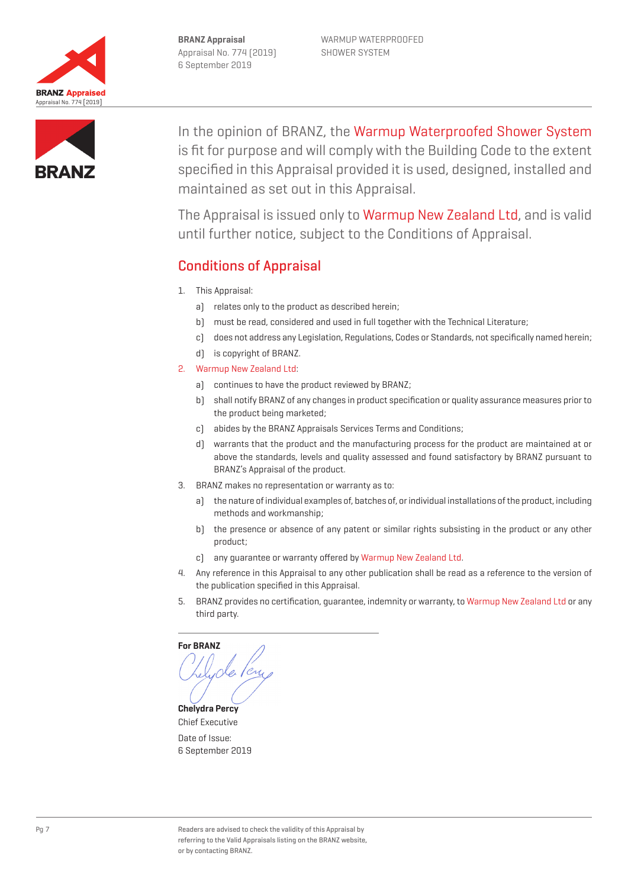In the opinion of BRANZ, the Warmup Waterproofed Shower System is fit for purpose and will comply with the Building Code to the extent specified in this Appraisal provided it is used, designed, installed and maintained as set out in this Appraisal.

The Appraisal is issued only to Warmup New Zealand Ltd, and is valid until further notice, subject to the Conditions of Appraisal.

## Conditions of Appraisal

1. This Appraisal:
    a) relates only to the product as described herein;
    b) must be read, considered and used in full together with the Technical Literature;
    c) does not address any Legislation, Regulations, Codes or Standards, not specifically named herein;
    d) is copyright of BRANZ.
2. Warmup New Zealand Ltd:
    a) continues to have the product reviewed by BRANZ;
    b) shall notify BRANZ of any changes in product specification or quality assurance measures prior to the product being marketed;
    c) abides by the BRANZ Appraisals Services Terms and Conditions;
    d) warrants that the product and the manufacturing process for the product are maintained at or above the standards, levels and quality assessed and found satisfactory by BRANZ pursuant to BRANZ's Appraisal of the product.
3. BRANZ makes no representation or warranty as to:
    a) the nature of individual examples of, batches of, or individual installations of the product, including methods and workmanship;
    b) the presence or absence of any patent or similar rights subsisting in the product or any other product;
    c) any guarantee or warranty offered by Warmup New Zealand Ltd.
4. Any reference in this Appraisal to any other publication shall be read as a reference to the version of the publication specified in this Appraisal.
5. BRANZ provides no certification, guarantee, indemnity or warranty, to Warmup New Zealand Ltd or any third party.

**For BRANZ**

**Chelydra Percy**
Chief Executive

Date of Issue:
6 September 2019

Readers are advised to check the validity of this Appraisal by referring to the Valid Appraisals listing on the BRANZ website, or by contacting BRANZ.